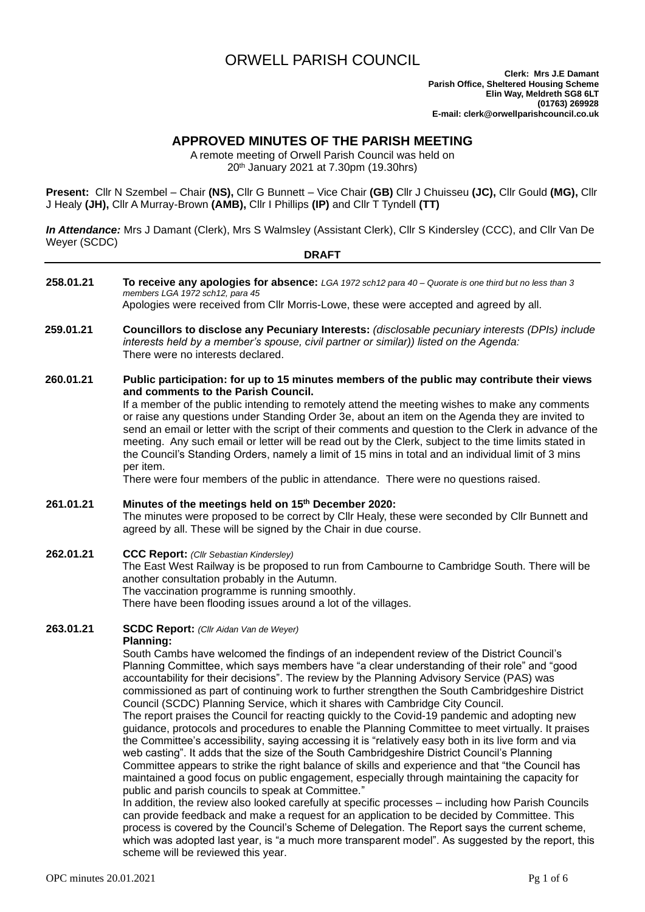# ORWELL PARISH COUNCIL

**Clerk: Mrs J.E Damant**
**Parish Office, Sheltered Housing Scheme**
**Elin Way, Meldreth SG8 6LT**
**(01763) 269928**
**E-mail: clerk@orwellparishcouncil.co.uk**

## APPROVED MINUTES OF THE PARISH MEETING

A remote meeting of Orwell Parish Council was held on 20th January 2021 at 7.30pm (19.30hrs)

**Present:** Cllr N Szembel – Chair **(NS),** Cllr G Bunnett – Vice Chair **(GB)** Cllr J Chuisseu **(JC),** Cllr Gould **(MG),** Cllr J Healy **(JH),** Cllr A Murray-Brown **(AMB),** Cllr I Phillips **(IP)** and Cllr T Tyndell **(TT)**

***In Attendance:*** Mrs J Damant (Clerk), Mrs S Walmsley (Assistant Clerk), Cllr S Kindersley (CCC), and Cllr Van De Weyer (SCDC)

**DRAFT**

---

**258.01.21** **To receive any apologies for absence:** *LGA 1972 sch12 para 40 – Quorate is one third but no less than 3 members LGA 1972 sch12, para 45*
Apologies were received from Cllr Morris-Lowe, these were accepted and agreed by all.

**259.01.21** **Councillors to disclose any Pecuniary Interests:** *(disclosable pecuniary interests (DPIs) include interests held by a member's spouse, civil partner or similar)) listed on the Agenda:*
There were no interests declared.

**260.01.21** **Public participation: for up to 15 minutes members of the public may contribute their views and comments to the Parish Council.**
If a member of the public intending to remotely attend the meeting wishes to make any comments or raise any questions under Standing Order 3e, about an item on the Agenda they are invited to send an email or letter with the script of their comments and question to the Clerk in advance of the meeting. Any such email or letter will be read out by the Clerk, subject to the time limits stated in the Council's Standing Orders, namely a limit of 15 mins in total and an individual limit of 3 mins per item.
There were four members of the public in attendance. There were no questions raised.

**261.01.21** **Minutes of the meetings held on 15th December 2020:**
The minutes were proposed to be correct by Cllr Healy, these were seconded by Cllr Bunnett and agreed by all. These will be signed by the Chair in due course.

**262.01.21** **CCC Report:** *(Cllr Sebastian Kindersley)*
The East West Railway is be proposed to run from Cambourne to Cambridge South. There will be another consultation probably in the Autumn.
The vaccination programme is running smoothly.
There have been flooding issues around a lot of the villages.

**263.01.21** **SCDC Report:** *(Cllr Aidan Van de Weyer)*
**Planning:**
South Cambs have welcomed the findings of an independent review of the District Council's Planning Committee, which says members have "a clear understanding of their role" and "good accountability for their decisions". The review by the Planning Advisory Service (PAS) was commissioned as part of continuing work to further strengthen the South Cambridgeshire District Council (SCDC) Planning Service, which it shares with Cambridge City Council.
The report praises the Council for reacting quickly to the Covid-19 pandemic and adopting new guidance, protocols and procedures to enable the Planning Committee to meet virtually. It praises the Committee's accessibility, saying accessing it is "relatively easy both in its live form and via web casting". It adds that the size of the South Cambridgeshire District Council's Planning Committee appears to strike the right balance of skills and experience and that "the Council has maintained a good focus on public engagement, especially through maintaining the capacity for public and parish councils to speak at Committee."
In addition, the review also looked carefully at specific processes – including how Parish Councils can provide feedback and make a request for an application to be decided by Committee. This process is covered by the Council's Scheme of Delegation. The Report says the current scheme, which was adopted last year, is "a much more transparent model". As suggested by the report, this scheme will be reviewed this year.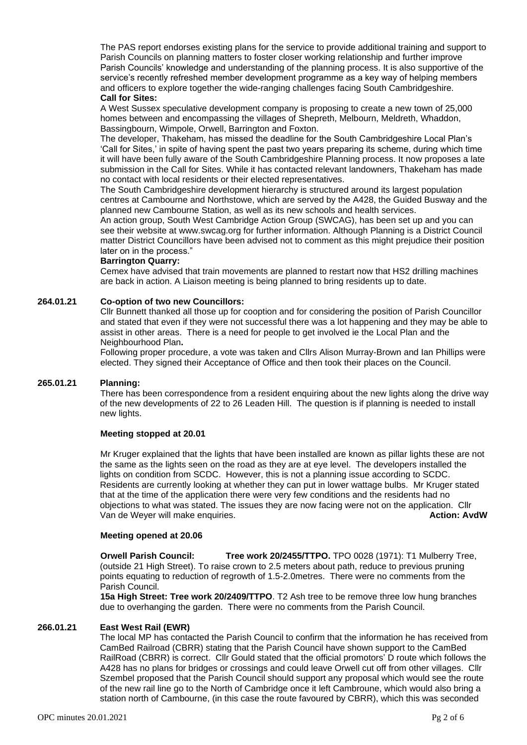The PAS report endorses existing plans for the service to provide additional training and support to Parish Councils on planning matters to foster closer working relationship and further improve Parish Councils' knowledge and understanding of the planning process. It is also supportive of the service's recently refreshed member development programme as a key way of helping members and officers to explore together the wide-ranging challenges facing South Cambridgeshire.

**Call for Sites:**

A West Sussex speculative development company is proposing to create a new town of 25,000 homes between and encompassing the villages of Shepreth, Melbourn, Meldreth, Whaddon, Bassingbourn, Wimpole, Orwell, Barrington and Foxton.

The developer, Thakeham, has missed the deadline for the South Cambridgeshire Local Plan's 'Call for Sites,' in spite of having spent the past two years preparing its scheme, during which time it will have been fully aware of the South Cambridgeshire Planning process. It now proposes a late submission in the Call for Sites. While it has contacted relevant landowners, Thakeham has made no contact with local residents or their elected representatives.

The South Cambridgeshire development hierarchy is structured around its largest population centres at Cambourne and Northstowe, which are served by the A428, the Guided Busway and the planned new Cambourne Station, as well as its new schools and health services.

An action group, South West Cambridge Action Group (SWCAG), has been set up and you can see their website at www.swcag.org for further information. Although Planning is a District Council matter District Councillors have been advised not to comment as this might prejudice their position later on in the process."

**Barrington Quarry:**

Cemex have advised that train movements are planned to restart now that HS2 drilling machines are back in action. A Liaison meeting is being planned to bring residents up to date.

**264.01.21 Co-option of two new Councillors:**

Cllr Bunnett thanked all those up for cooption and for considering the position of Parish Councillor and stated that even if they were not successful there was a lot happening and they may be able to assist in other areas. There is a need for people to get involved ie the Local Plan and the Neighbourhood Plan**.**

Following proper procedure, a vote was taken and Cllrs Alison Murray-Brown and Ian Phillips were elected. They signed their Acceptance of Office and then took their places on the Council.

**265.01.21 Planning:**

There has been correspondence from a resident enquiring about the new lights along the drive way of the new developments of 22 to 26 Leaden Hill. The question is if planning is needed to install new lights.

**Meeting stopped at 20.01**

Mr Kruger explained that the lights that have been installed are known as pillar lights these are not the same as the lights seen on the road as they are at eye level. The developers installed the lights on condition from SCDC. However, this is not a planning issue according to SCDC. Residents are currently looking at whether they can put in lower wattage bulbs. Mr Kruger stated that at the time of the application there were very few conditions and the residents had no objections to what was stated. The issues they are now facing were not on the application. Cllr Van de Weyer will make enquiries. **Action: AvdW**

**Meeting opened at 20.06**

**Orwell Parish Council: Tree work 20/2455/TTPO.** TPO 0028 (1971): T1 Mulberry Tree, (outside 21 High Street). To raise crown to 2.5 meters about path, reduce to previous pruning points equating to reduction of regrowth of 1.5-2.0metres. There were no comments from the Parish Council.

**15a High Street: Tree work 20/2409/TTPO**. T2 Ash tree to be remove three low hung branches due to overhanging the garden. There were no comments from the Parish Council.

**266.01.21 East West Rail (EWR)**

The local MP has contacted the Parish Council to confirm that the information he has received from CamBed Railroad (CBRR) stating that the Parish Council have shown support to the CamBed RailRoad (CBRR) is correct. Cllr Gould stated that the official promotors' D route which follows the A428 has no plans for bridges or crossings and could leave Orwell cut off from other villages. Cllr Szembel proposed that the Parish Council should support any proposal which would see the route of the new rail line go to the North of Cambridge once it left Cambroune, which would also bring a station north of Cambourne, (in this case the route favoured by CBRR), which this was seconded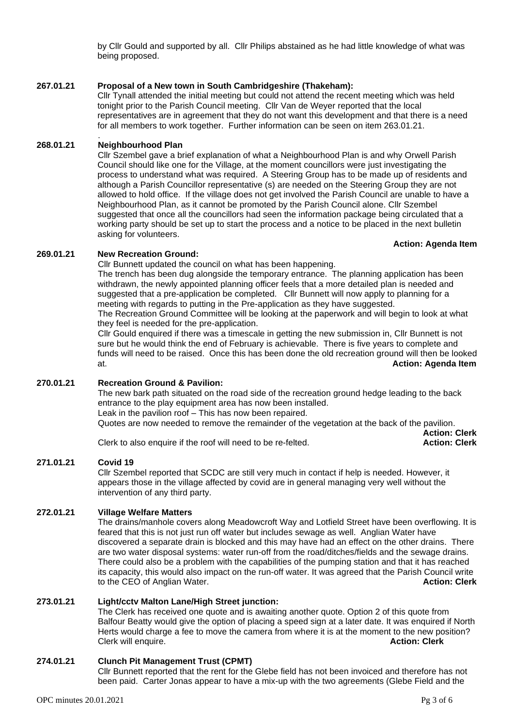by Cllr Gould and supported by all. Cllr Philips abstained as he had little knowledge of what was being proposed.

**267.01.21 Proposal of a New town in South Cambridgeshire (Thakeham):**

Cllr Tynall attended the initial meeting but could not attend the recent meeting which was held tonight prior to the Parish Council meeting. Cllr Van de Weyer reported that the local representatives are in agreement that they do not want this development and that there is a need for all members to work together. Further information can be seen on item 263.01.21.

.

**268.01.21 Neighbourhood Plan**

Cllr Szembel gave a brief explanation of what a Neighbourhood Plan is and why Orwell Parish Council should like one for the Village, at the moment councillors were just investigating the process to understand what was required. A Steering Group has to be made up of residents and although a Parish Councillor representative (s) are needed on the Steering Group they are not allowed to hold office. If the village does not get involved the Parish Council are unable to have a Neighbourhood Plan, as it cannot be promoted by the Parish Council alone. Cllr Szembel suggested that once all the councillors had seen the information package being circulated that a working party should be set up to start the process and a notice to be placed in the next bulletin asking for volunteers.

**Action: Agenda Item**

**269.01.21 New Recreation Ground:**

Cllr Bunnett updated the council on what has been happening.

The trench has been dug alongside the temporary entrance. The planning application has been withdrawn, the newly appointed planning officer feels that a more detailed plan is needed and suggested that a pre-application be completed. Cllr Bunnett will now apply to planning for a meeting with regards to putting in the Pre-application as they have suggested.

The Recreation Ground Committee will be looking at the paperwork and will begin to look at what they feel is needed for the pre-application.

Cllr Gould enquired if there was a timescale in getting the new submission in, Cllr Bunnett is not sure but he would think the end of February is achievable. There is five years to complete and funds will need to be raised. Once this has been done the old recreation ground will then be looked at. **Action: Agenda Item**

**270.01.21 Recreation Ground & Pavilion:**

The new bark path situated on the road side of the recreation ground hedge leading to the back entrance to the play equipment area has now been installed.

Leak in the pavilion roof – This has now been repaired.

Quotes are now needed to remove the remainder of the vegetation at the back of the pavilion. **Action: Clerk**

Clerk to also enquire if the roof will need to be re-felted. **Action: Clerk**

**271.01.21 Covid 19**

Cllr Szembel reported that SCDC are still very much in contact if help is needed. However, it appears those in the village affected by covid are in general managing very well without the intervention of any third party.

**272.01.21 Village Welfare Matters**

The drains/manhole covers along Meadowcroft Way and Lotfield Street have been overflowing. It is feared that this is not just run off water but includes sewage as well. Anglian Water have discovered a separate drain is blocked and this may have had an effect on the other drains. There are two water disposal systems: water run-off from the road/ditches/fields and the sewage drains. There could also be a problem with the capabilities of the pumping station and that it has reached its capacity, this would also impact on the run-off water. It was agreed that the Parish Council write to the CEO of Anglian Water. **Action: Clerk**

**273.01.21 Light/cctv Malton Lane/High Street junction:**

The Clerk has received one quote and is awaiting another quote. Option 2 of this quote from Balfour Beatty would give the option of placing a speed sign at a later date. It was enquired if North Herts would charge a fee to move the camera from where it is at the moment to the new position? Clerk will enquire. **Action: Clerk**

**274.01.21 Clunch Pit Management Trust (CPMT)**

Cllr Bunnett reported that the rent for the Glebe field has not been invoiced and therefore has not been paid. Carter Jonas appear to have a mix-up with the two agreements (Glebe Field and the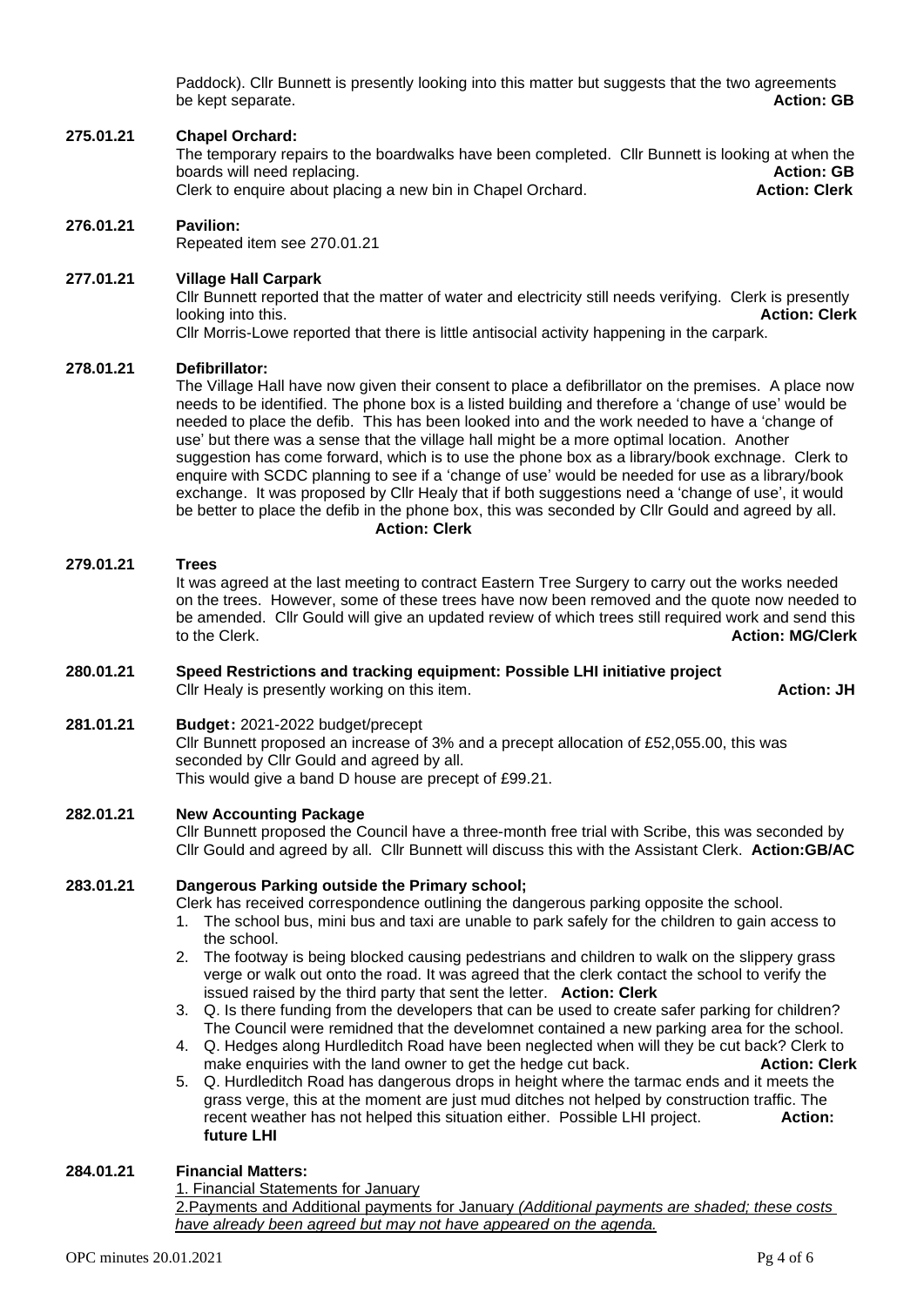Paddock). Cllr Bunnett is presently looking into this matter but suggests that the two agreements be kept separate. **Action: GB**

**275.01.21 Chapel Orchard:**

The temporary repairs to the boardwalks have been completed. Cllr Bunnett is looking at when the boards will need replacing. **Action: GB**

Clerk to enquire about placing a new bin in Chapel Orchard. **Action: Clerk**

**276.01.21 Pavilion:**

Repeated item see 270.01.21

**277.01.21 Village Hall Carpark**

Cllr Bunnett reported that the matter of water and electricity still needs verifying. Clerk is presently looking into this. **Action: Clerk**

Cllr Morris-Lowe reported that there is little antisocial activity happening in the carpark.

**278.01.21 Defibrillator:**

The Village Hall have now given their consent to place a defibrillator on the premises. A place now needs to be identified. The phone box is a listed building and therefore a 'change of use' would be needed to place the defib. This has been looked into and the work needed to have a 'change of use' but there was a sense that the village hall might be a more optimal location. Another suggestion has come forward, which is to use the phone box as a library/book exchnage. Clerk to enquire with SCDC planning to see if a 'change of use' would be needed for use as a library/book exchange. It was proposed by Cllr Healy that if both suggestions need a 'change of use', it would be better to place the defib in the phone box, this was seconded by Cllr Gould and agreed by all. **Action: Clerk**

**279.01.21 Trees**

It was agreed at the last meeting to contract Eastern Tree Surgery to carry out the works needed on the trees. However, some of these trees have now been removed and the quote now needed to be amended. Cllr Gould will give an updated review of which trees still required work and send this to the Clerk. **Action: MG/Clerk**

**280.01.21 Speed Restrictions and tracking equipment: Possible LHI initiative project**

Cllr Healy is presently working on this item. **Action: JH**

**281.01.21 Budget:** 2021-2022 budget/precept

Cllr Bunnett proposed an increase of 3% and a precept allocation of £52,055.00, this was seconded by Cllr Gould and agreed by all.

This would give a band D house are precept of £99.21.

**282.01.21 New Accounting Package**

Cllr Bunnett proposed the Council have a three-month free trial with Scribe, this was seconded by Cllr Gould and agreed by all. Cllr Bunnett will discuss this with the Assistant Clerk. **Action:GB/AC**

**283.01.21 Dangerous Parking outside the Primary school;**

Clerk has received correspondence outlining the dangerous parking opposite the school.

1. The school bus, mini bus and taxi are unable to park safely for the children to gain access to the school.
2. The footway is being blocked causing pedestrians and children to walk on the slippery grass verge or walk out onto the road. It was agreed that the clerk contact the school to verify the issued raised by the third party that sent the letter. **Action: Clerk**
3. Q. Is there funding from the developers that can be used to create safer parking for children? The Council were remidned that the develomnet contained a new parking area for the school.
4. Q. Hedges along Hurdleditch Road have been neglected when will they be cut back? Clerk to make enquiries with the land owner to get the hedge cut back. **Action: Clerk**
5. Q. Hurdleditch Road has dangerous drops in height where the tarmac ends and it meets the grass verge, this at the moment are just mud ditches not helped by construction traffic. The recent weather has not helped this situation either. Possible LHI project. **Action: future LHI**

**284.01.21 Financial Matters:**

1. Financial Statements for January

2.Payments and Additional payments for January *(Additional payments are shaded; these costs have already been agreed but may not have appeared on the agenda.*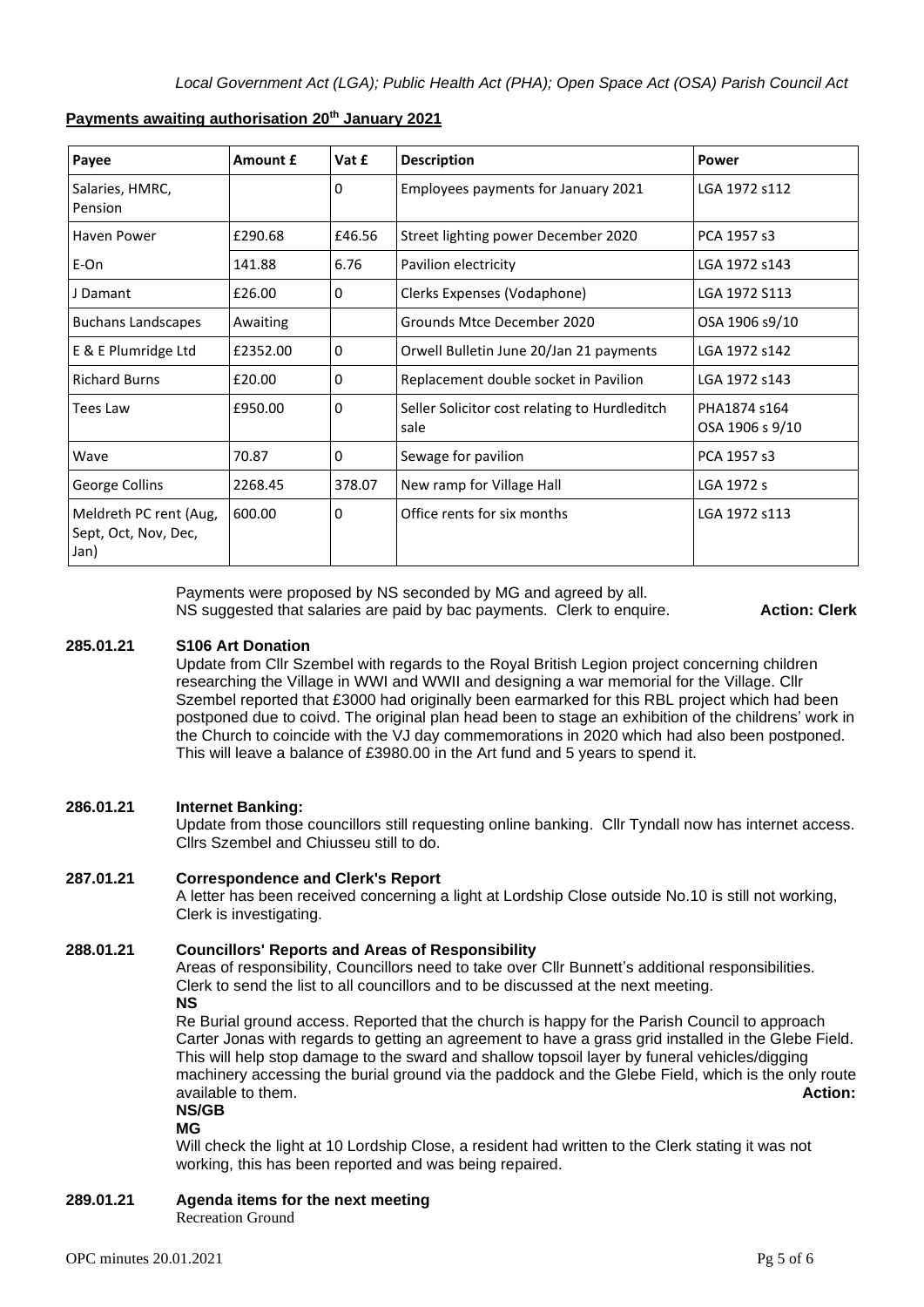*Local Government Act (LGA); Public Health Act (PHA); Open Space Act (OSA) Parish Council Act*

**Payments awaiting authorisation 20th January 2021**

| Payee | Amount £ | Vat £ | Description | Power |
|---|---|---|---|---|
| Salaries, HMRC, Pension | | 0 | Employees payments for January 2021 | LGA 1972 s112 |
| Haven Power | £290.68 | £46.56 | Street lighting power December 2020 | PCA 1957 s3 |
| E-On | 141.88 | 6.76 | Pavilion electricity | LGA 1972 s143 |
| J Damant | £26.00 | 0 | Clerks Expenses (Vodaphone) | LGA 1972 S113 |
| Buchans Landscapes | Awaiting | | Grounds Mtce December 2020 | OSA 1906 s9/10 |
| E & E Plumridge Ltd | £2352.00 | 0 | Orwell Bulletin June 20/Jan 21 payments | LGA 1972 s142 |
| Richard Burns | £20.00 | 0 | Replacement double socket in Pavilion | LGA 1972 s143 |
| Tees Law | £950.00 | 0 | Seller Solicitor cost relating to Hurdleditch sale | PHA1874 s164 OSA 1906 s 9/10 |
| Wave | 70.87 | 0 | Sewage for pavilion | PCA 1957 s3 |
| George Collins | 2268.45 | 378.07 | New ramp for Village Hall | LGA 1972 s |
| Meldreth PC rent (Aug, Sept, Oct, Nov, Dec, Jan) | 600.00 | 0 | Office rents for six months | LGA 1972 s113 |

Payments were proposed by NS seconded by MG and agreed by all.
NS suggested that salaries are paid by bac payments. Clerk to enquire. **Action: Clerk**

**285.01.21 S106 Art Donation**

Update from Cllr Szembel with regards to the Royal British Legion project concerning children researching the Village in WWI and WWII and designing a war memorial for the Village. Cllr Szembel reported that £3000 had originally been earmarked for this RBL project which had been postponed due to coivd. The original plan head been to stage an exhibition of the childrens' work in the Church to coincide with the VJ day commemorations in 2020 which had also been postponed. This will leave a balance of £3980.00 in the Art fund and 5 years to spend it.

**286.01.21 Internet Banking:**

Update from those councillors still requesting online banking. Cllr Tyndall now has internet access. Cllrs Szembel and Chiusseu still to do.

**287.01.21 Correspondence and Clerk's Report**

A letter has been received concerning a light at Lordship Close outside No.10 is still not working, Clerk is investigating.

**288.01.21 Councillors' Reports and Areas of Responsibility**

Areas of responsibility, Councillors need to take over Cllr Bunnett's additional responsibilities. Clerk to send the list to all councillors and to be discussed at the next meeting.

**NS**

Re Burial ground access. Reported that the church is happy for the Parish Council to approach Carter Jonas with regards to getting an agreement to have a grass grid installed in the Glebe Field. This will help stop damage to the sward and shallow topsoil layer by funeral vehicles/digging machinery accessing the burial ground via the paddock and the Glebe Field, which is the only route available to them. **Action: NS/GB**

**MG**

Will check the light at 10 Lordship Close, a resident had written to the Clerk stating it was not working, this has been reported and was being repaired.

**289.01.21 Agenda items for the next meeting**

Recreation Ground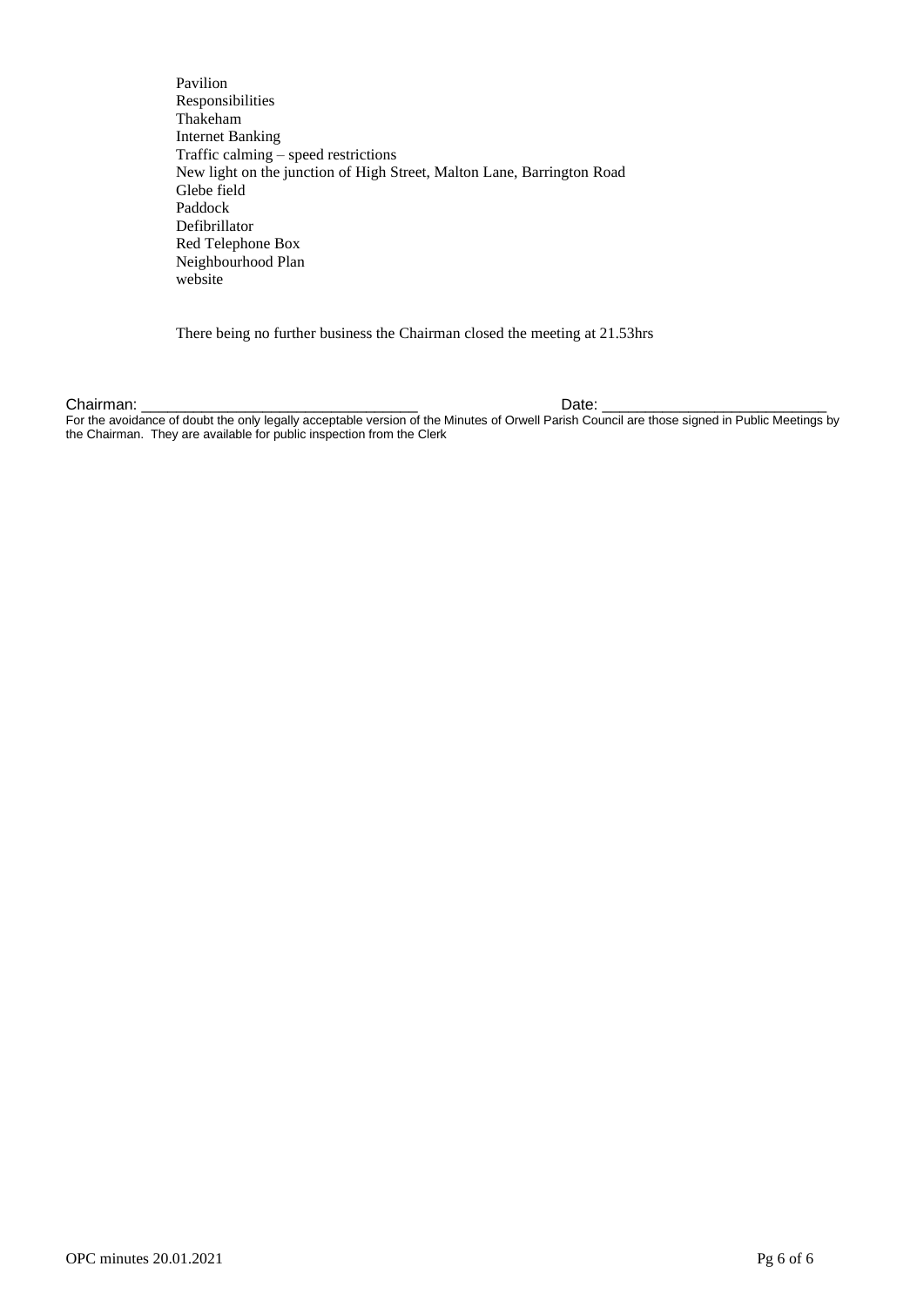Pavilion
Responsibilities
Thakeham
Internet Banking
Traffic calming – speed restrictions
New light on the junction of High Street, Malton Lane, Barrington Road
Glebe field
Paddock
Defibrillator
Red Telephone Box
Neighbourhood Plan
website

There being no further business the Chairman closed the meeting at 21.53hrs

Chairman: ________________________________ Date: __________________________

For the avoidance of doubt the only legally acceptable version of the Minutes of Orwell Parish Council are those signed in Public Meetings by the Chairman. They are available for public inspection from the Clerk